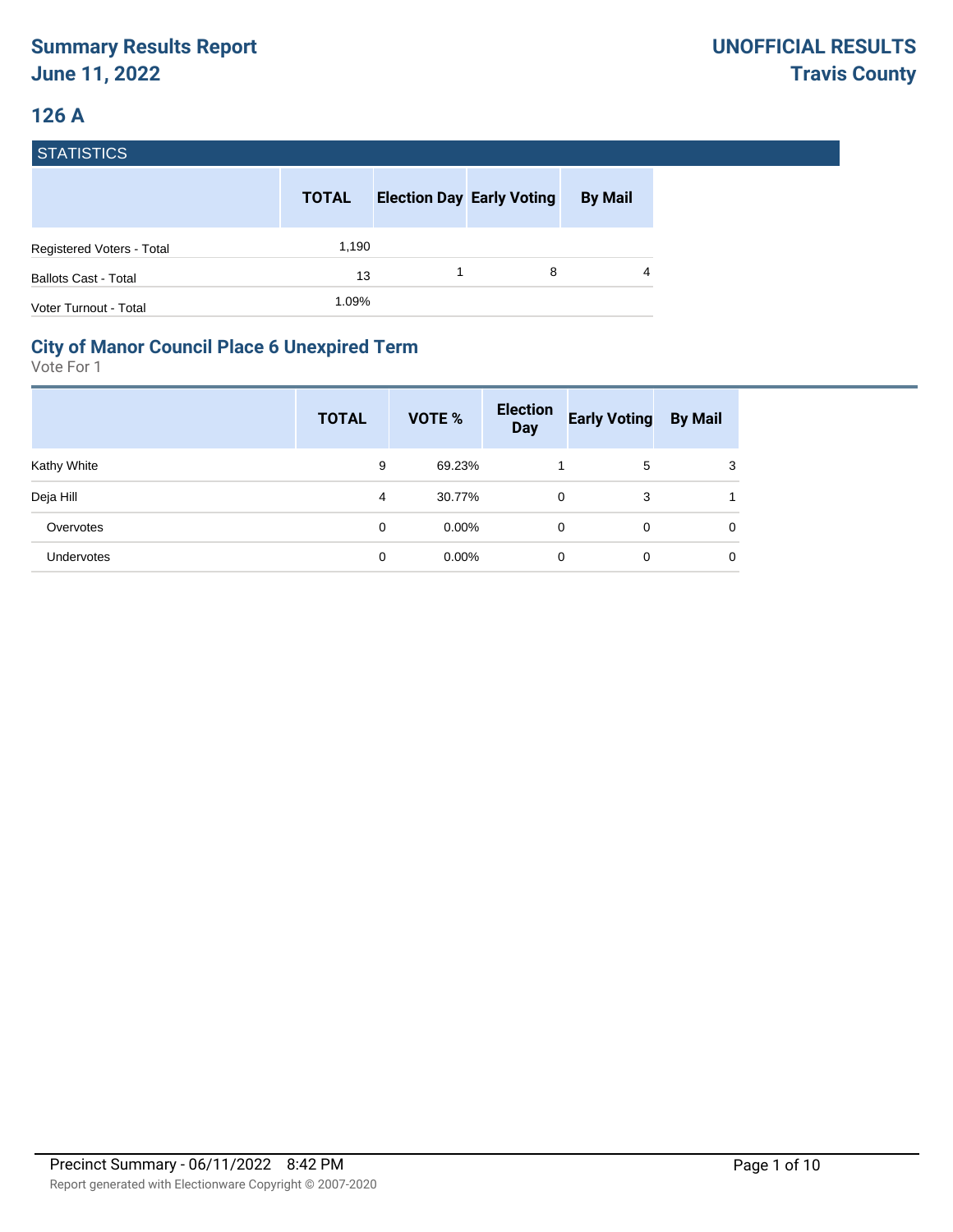# Summary Results Report
# June 11, 2022

# UNOFFICIAL RESULTS
# Travis County

## 126 A

### STATISTICS

| | TOTAL | Election Day | Early Voting | By Mail |
|---|---|---|---|---|
| Registered Voters - Total | 1,190 | | | |
| Ballots Cast - Total | 13 | 1 | 8 | 4 |
| Voter Turnout - Total | 1.09% | | | |

## City of Manor Council Place 6 Unexpired Term

Vote For 1

| | TOTAL | VOTE % | Election Day | Early Voting | By Mail |
|---|---|---|---|---|---|
| Kathy White | 9 | 69.23% | 1 | 5 | 3 |
| Deja Hill | 4 | 30.77% | 0 | 3 | 1 |
| Overvotes | 0 | 0.00% | 0 | 0 | 0 |
| Undervotes | 0 | 0.00% | 0 | 0 | 0 |

Precinct Summary - 06/11/2022 8:42 PM

Report generated with Electionware Copyright © 2007-2020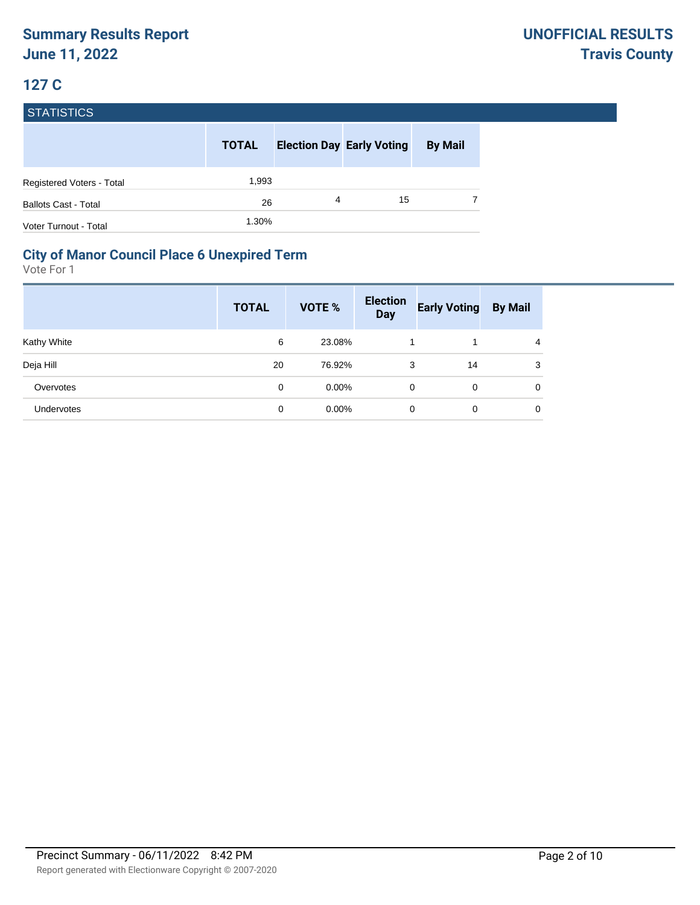# Summary Results Report
# June 11, 2022

# UNOFFICIAL RESULTS
# Travis County

## 127 C

### STATISTICS

| | TOTAL | Election Day | Early Voting | By Mail |
|---|---|---|---|---|
| Registered Voters - Total | 1,993 | | | |
| Ballots Cast - Total | 26 | 4 | 15 | 7 |
| Voter Turnout - Total | 1.30% | | | |

### City of Manor Council Place 6 Unexpired Term

Vote For 1

| | TOTAL | VOTE % | Election Day | Early Voting | By Mail |
|---|---|---|---|---|---|
| Kathy White | 6 | 23.08% | 1 | 1 | 4 |
| Deja Hill | 20 | 76.92% | 3 | 14 | 3 |
| Overvotes | 0 | 0.00% | 0 | 0 | 0 |
| Undervotes | 0 | 0.00% | 0 | 0 | 0 |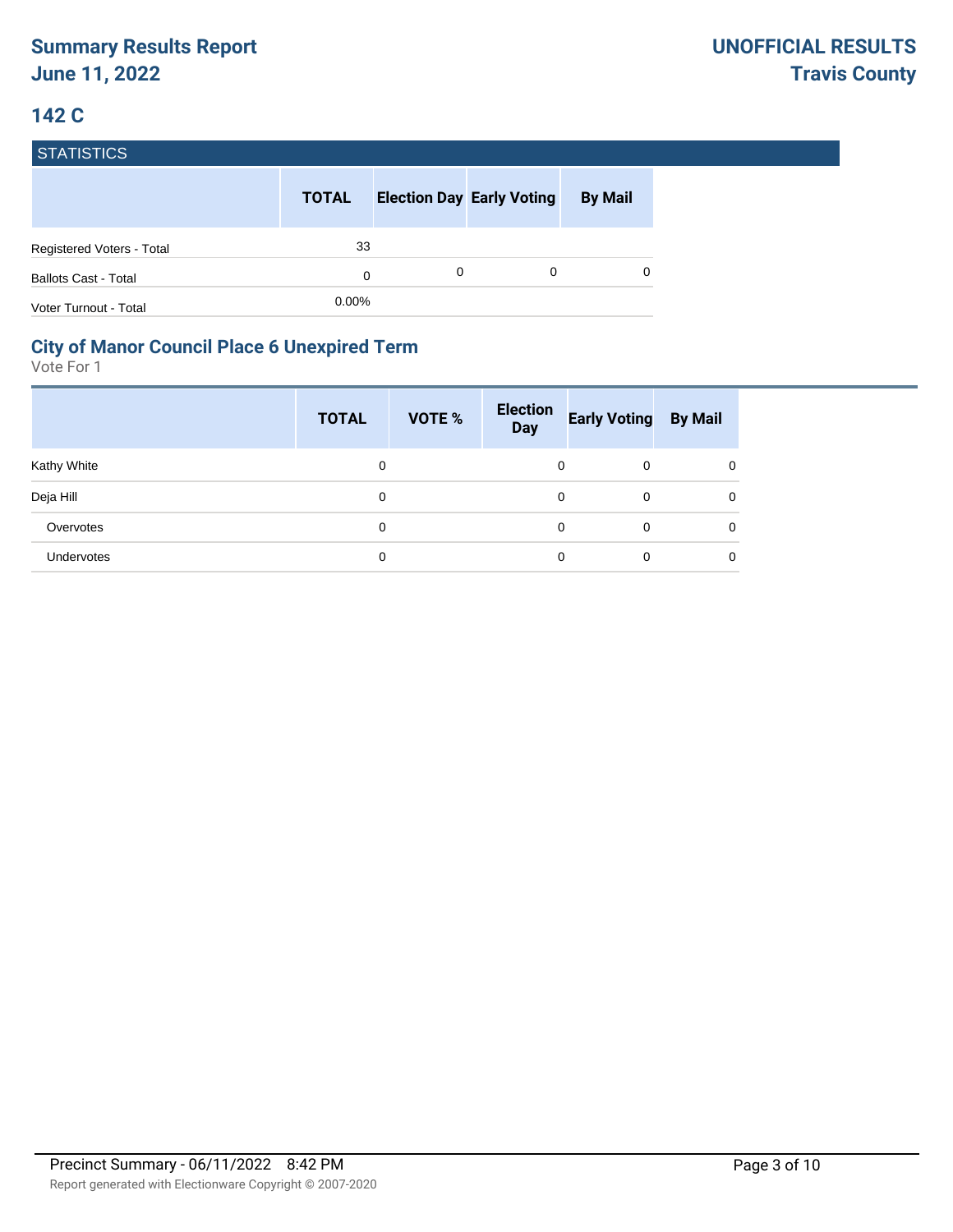## 142 C

### STATISTICS

| | TOTAL | Election Day | Early Voting | By Mail |
|---|---|---|---|---|
| Registered Voters - Total | 33 | | | |
| Ballots Cast - Total | 0 | 0 | 0 | 0 |
| Voter Turnout - Total | 0.00% | | | |

### City of Manor Council Place 6 Unexpired Term

Vote For 1

| | TOTAL | VOTE % | Election Day | Early Voting | By Mail |
|---|---|---|---|---|---|
| Kathy White | 0 | | 0 | 0 | 0 |
| Deja Hill | 0 | | 0 | 0 | 0 |
| Overvotes | 0 | | 0 | 0 | 0 |
| Undervotes | 0 | | 0 | 0 | 0 |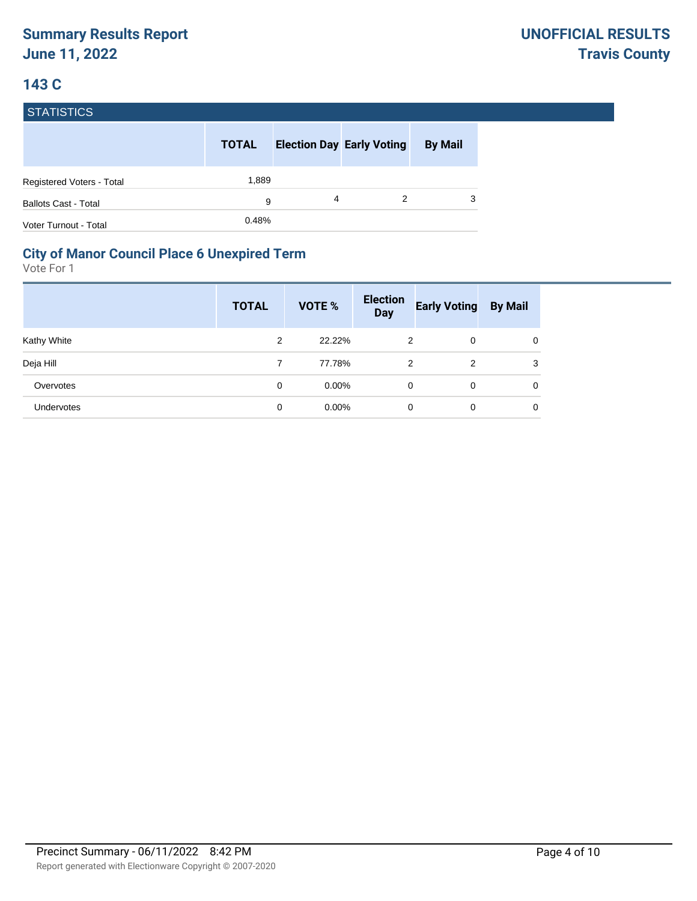# Summary Results Report
# June 11, 2022

UNOFFICIAL RESULTS
Travis County

## 143 C

STATISTICS

| | TOTAL | Election Day | Early Voting | By Mail |
|---|---|---|---|---|
| Registered Voters - Total | 1,889 | | | |
| Ballots Cast - Total | 9 | 4 | 2 | 3 |
| Voter Turnout - Total | 0.48% | | | |

### City of Manor Council Place 6 Unexpired Term

Vote For 1

| | TOTAL | VOTE % | Election Day | Early Voting | By Mail |
|---|---|---|---|---|---|
| Kathy White | 2 | 22.22% | 2 | 0 | 0 |
| Deja Hill | 7 | 77.78% | 2 | 2 | 3 |
| Overvotes | 0 | 0.00% | 0 | 0 | 0 |
| Undervotes | 0 | 0.00% | 0 | 0 | 0 |

Precinct Summary - 06/11/2022 8:42 PM

Report generated with Electionware Copyright © 2007-2020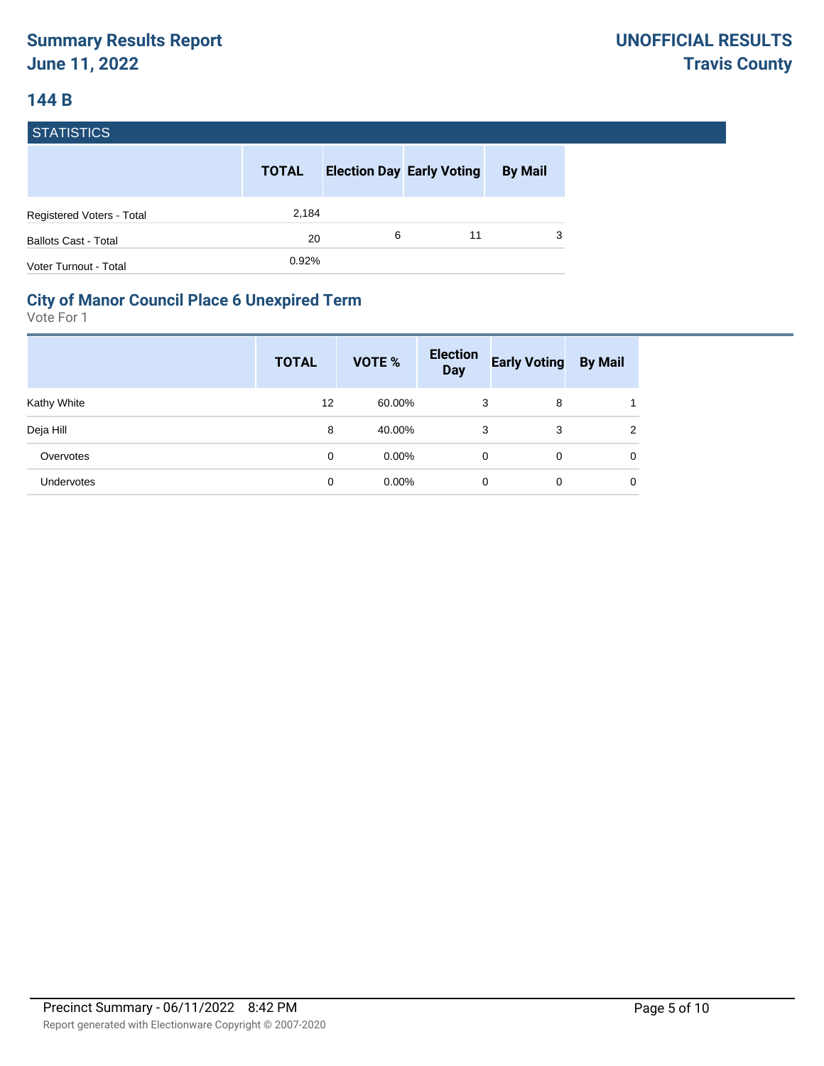# Summary Results Report
# June 11, 2022

**UNOFFICIAL RESULTS**
**Travis County**

## 144 B

### STATISTICS

| | TOTAL | Election Day | Early Voting | By Mail |
|---|---|---|---|---|
| Registered Voters - Total | 2,184 | | | |
| Ballots Cast - Total | 20 | 6 | 11 | 3 |
| Voter Turnout - Total | 0.92% | | | |

### City of Manor Council Place 6 Unexpired Term

Vote For 1

| | TOTAL | VOTE % | Election Day | Early Voting | By Mail |
|---|---|---|---|---|---|
| Kathy White | 12 | 60.00% | 3 | 8 | 1 |
| Deja Hill | 8 | 40.00% | 3 | 3 | 2 |
| Overvotes | 0 | 0.00% | 0 | 0 | 0 |
| Undervotes | 0 | 0.00% | 0 | 0 | 0 |

Precinct Summary - 06/11/2022 8:42 PM

Report generated with Electionware Copyright © 2007-2020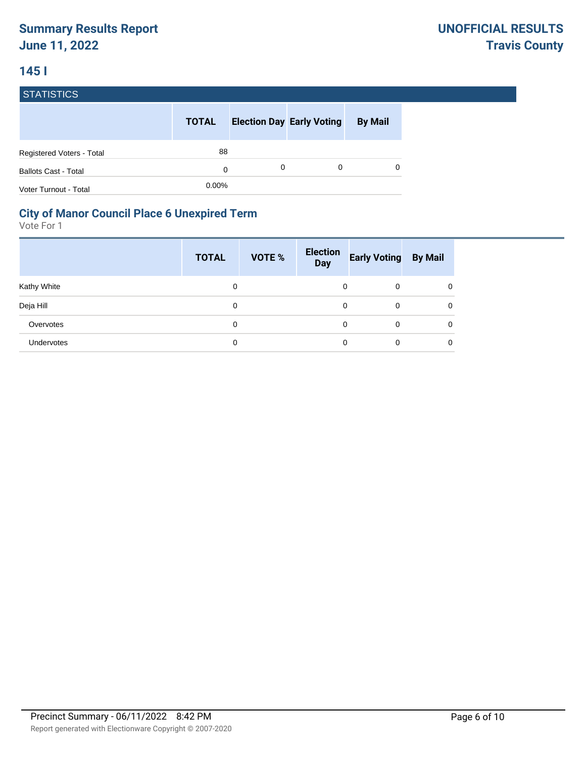# Summary Results Report
# June 11, 2022

# UNOFFICIAL RESULTS
# Travis County

## 145 I

### STATISTICS

| | TOTAL | Election Day | Early Voting | By Mail |
|---|---|---|---|---|
| Registered Voters - Total | 88 | | | |
| Ballots Cast - Total | 0 | 0 | 0 | 0 |
| Voter Turnout - Total | 0.00% | | | |

### City of Manor Council Place 6 Unexpired Term

Vote For 1

| | TOTAL | VOTE % | Election Day | Early Voting | By Mail |
|---|---|---|---|---|---|
| Kathy White | 0 | | 0 | 0 | 0 |
| Deja Hill | 0 | | 0 | 0 | 0 |
| Overvotes | 0 | | 0 | 0 | 0 |
| Undervotes | 0 | | 0 | 0 | 0 |

Precinct Summary - 06/11/2022 8:42 PM

Report generated with Electionware Copyright © 2007-2020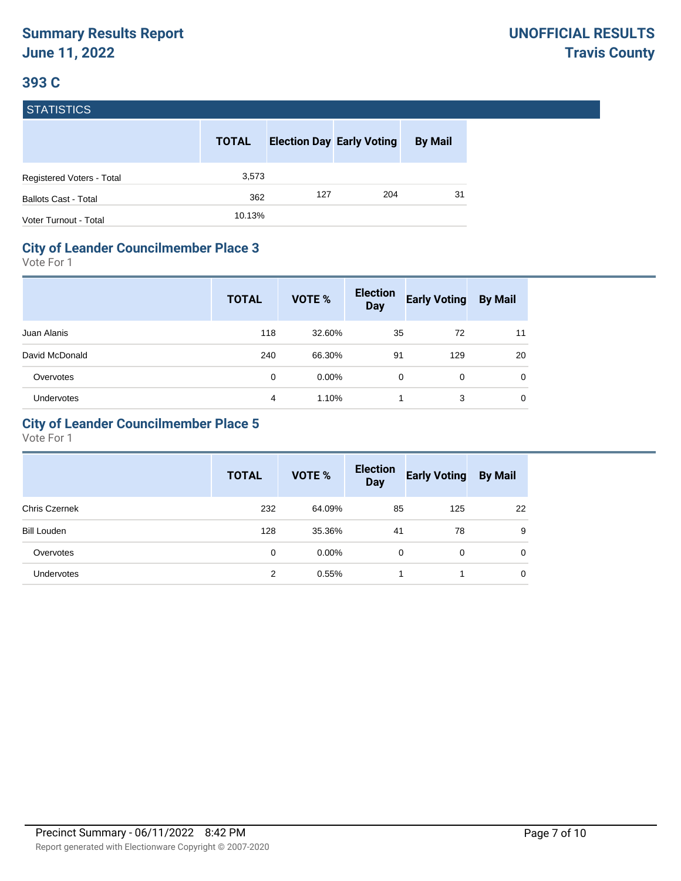# Summary Results Report
# June 11, 2022

**UNOFFICIAL RESULTS**
**Travis County**

## 393 C

### STATISTICS

| | TOTAL | Election Day | Early Voting | By Mail |
|---|---|---|---|---|
| Registered Voters - Total | 3,573 | | | |
| Ballots Cast - Total | 362 | 127 | 204 | 31 |
| Voter Turnout - Total | 10.13% | | | |

### City of Leander Councilmember Place 3

Vote For 1

| | TOTAL | VOTE % | Election Day | Early Voting | By Mail |
|---|---|---|---|---|---|
| Juan Alanis | 118 | 32.60% | 35 | 72 | 11 |
| David McDonald | 240 | 66.30% | 91 | 129 | 20 |
| Overvotes | 0 | 0.00% | 0 | 0 | 0 |
| Undervotes | 4 | 1.10% | 1 | 3 | 0 |

### City of Leander Councilmember Place 5

Vote For 1

| | TOTAL | VOTE % | Election Day | Early Voting | By Mail |
|---|---|---|---|---|---|
| Chris Czernek | 232 | 64.09% | 85 | 125 | 22 |
| Bill Louden | 128 | 35.36% | 41 | 78 | 9 |
| Overvotes | 0 | 0.00% | 0 | 0 | 0 |
| Undervotes | 2 | 0.55% | 1 | 1 | 0 |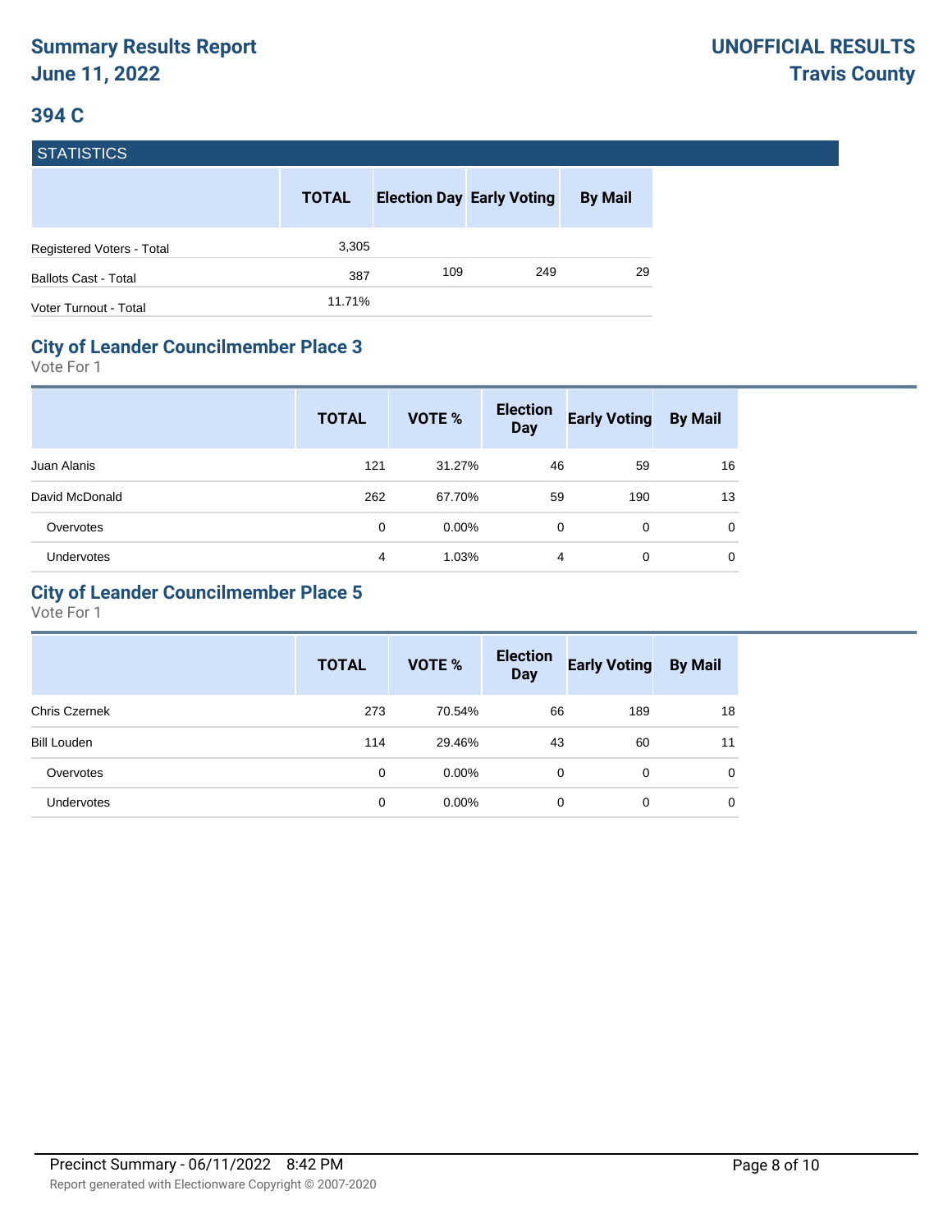# Summary Results Report
# June 11, 2022

# UNOFFICIAL RESULTS
# Travis County

## 394 C

### STATISTICS

| | TOTAL | Election Day | Early Voting | By Mail |
|---|---|---|---|---|
| Registered Voters - Total | 3,305 | | | |
| Ballots Cast - Total | 387 | 109 | 249 | 29 |
| Voter Turnout - Total | 11.71% | | | |

### City of Leander Councilmember Place 3

Vote For 1

| | TOTAL | VOTE % | Election Day | Early Voting | By Mail |
|---|---|---|---|---|---|
| Juan Alanis | 121 | 31.27% | 46 | 59 | 16 |
| David McDonald | 262 | 67.70% | 59 | 190 | 13 |
| Overvotes | 0 | 0.00% | 0 | 0 | 0 |
| Undervotes | 4 | 1.03% | 4 | 0 | 0 |

### City of Leander Councilmember Place 5

Vote For 1

| | TOTAL | VOTE % | Election Day | Early Voting | By Mail |
|---|---|---|---|---|---|
| Chris Czernek | 273 | 70.54% | 66 | 189 | 18 |
| Bill Louden | 114 | 29.46% | 43 | 60 | 11 |
| Overvotes | 0 | 0.00% | 0 | 0 | 0 |
| Undervotes | 0 | 0.00% | 0 | 0 | 0 |

Precinct Summary - 06/11/2022 8:42 PM

Report generated with Electionware Copyright © 2007-2020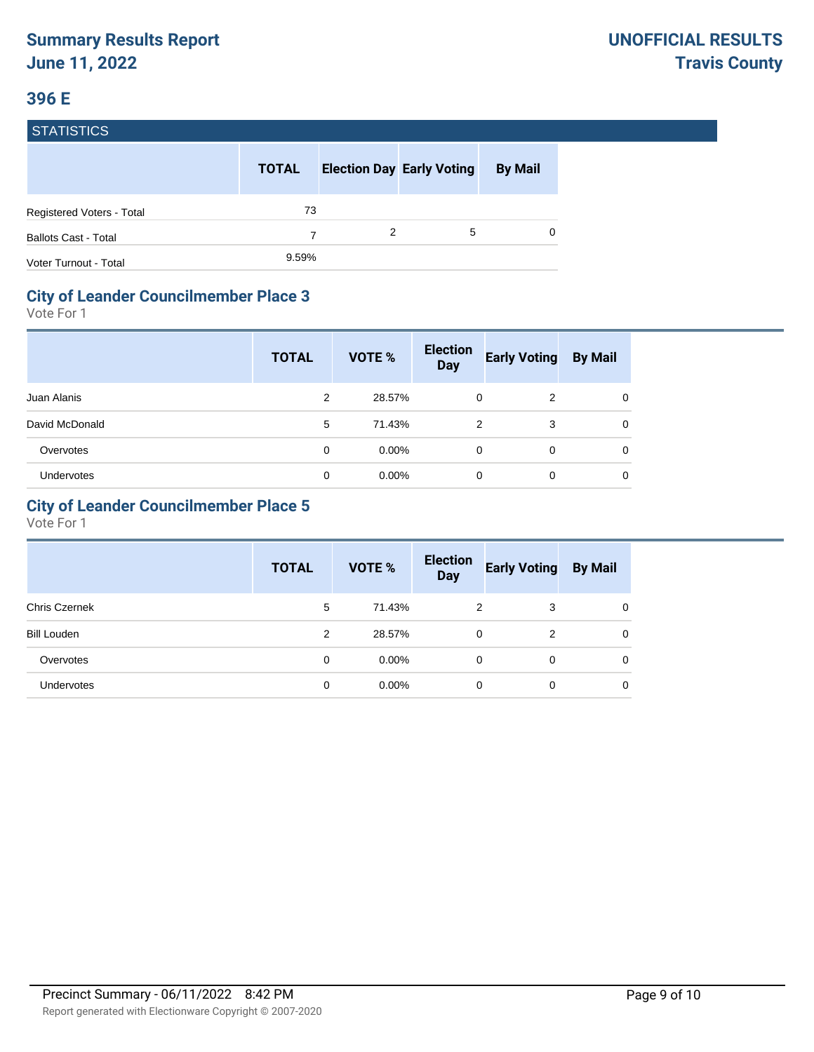# 396 E

## STATISTICS

| | TOTAL | Election Day | Early Voting | By Mail |
|---|---|---|---|---|
| Registered Voters - Total | 73 | | | |
| Ballots Cast - Total | 7 | 2 | 5 | 0 |
| Voter Turnout - Total | 9.59% | | | |

## City of Leander Councilmember Place 3

Vote For 1

| | TOTAL | VOTE % | Election Day | Early Voting | By Mail |
|---|---|---|---|---|---|
| Juan Alanis | 2 | 28.57% | 0 | 2 | 0 |
| David McDonald | 5 | 71.43% | 2 | 3 | 0 |
| Overvotes | 0 | 0.00% | 0 | 0 | 0 |
| Undervotes | 0 | 0.00% | 0 | 0 | 0 |

## City of Leander Councilmember Place 5

Vote For 1

| | TOTAL | VOTE % | Election Day | Early Voting | By Mail |
|---|---|---|---|---|---|
| Chris Czernek | 5 | 71.43% | 2 | 3 | 0 |
| Bill Louden | 2 | 28.57% | 0 | 2 | 0 |
| Overvotes | 0 | 0.00% | 0 | 0 | 0 |
| Undervotes | 0 | 0.00% | 0 | 0 | 0 |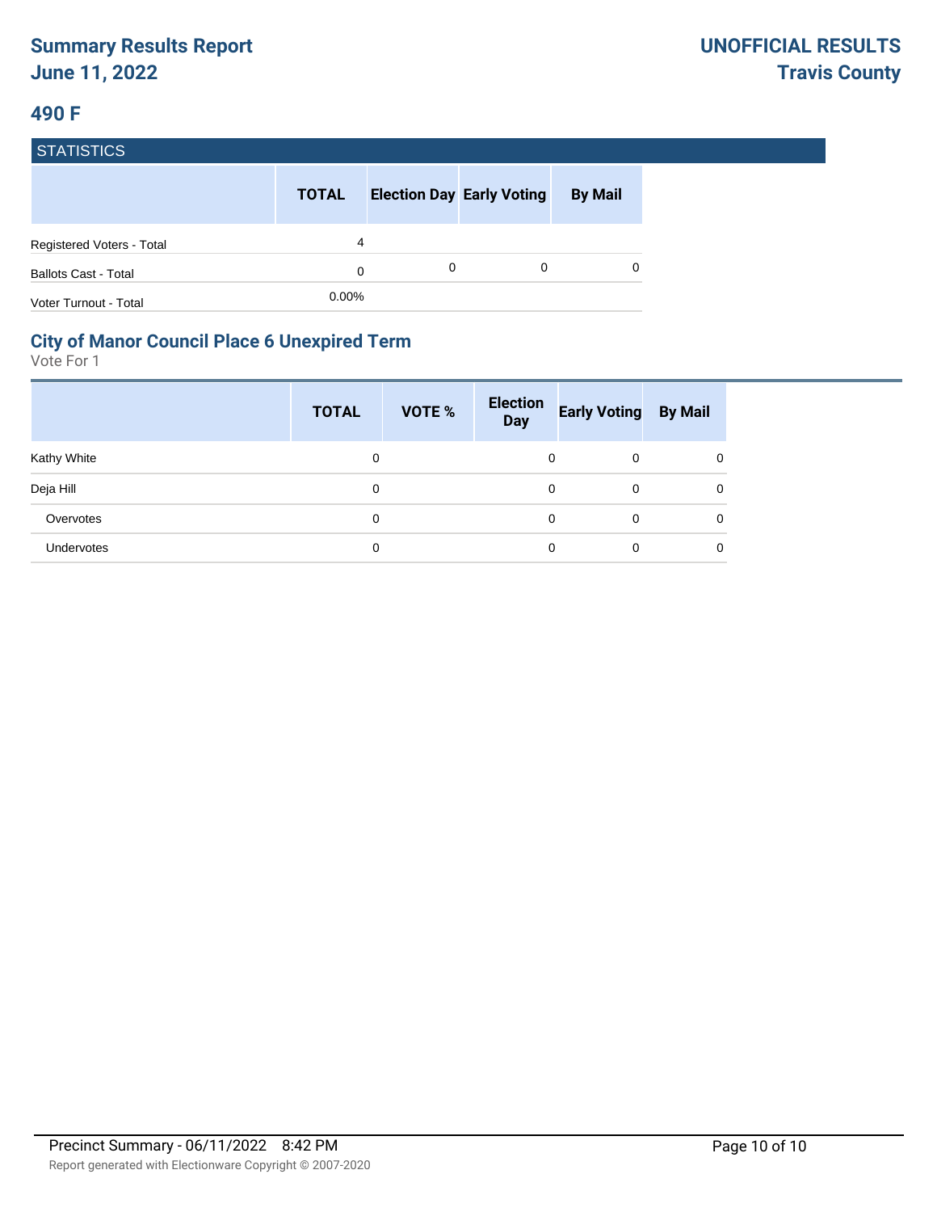# 490 F

## STATISTICS

| | TOTAL | Election Day | Early Voting | By Mail |
|---|---|---|---|---|
| Registered Voters - Total | 4 | | | |
| Ballots Cast - Total | 0 | 0 | 0 | 0 |
| Voter Turnout - Total | 0.00% | | | |

## City of Manor Council Place 6 Unexpired Term

Vote For 1

| | TOTAL | VOTE % | Election Day | Early Voting | By Mail |
|---|---|---|---|---|---|
| Kathy White | 0 | | 0 | 0 | 0 |
| Deja Hill | 0 | | 0 | 0 | 0 |
| Overvotes | 0 | | 0 | 0 | 0 |
| Undervotes | 0 | | 0 | 0 | 0 |